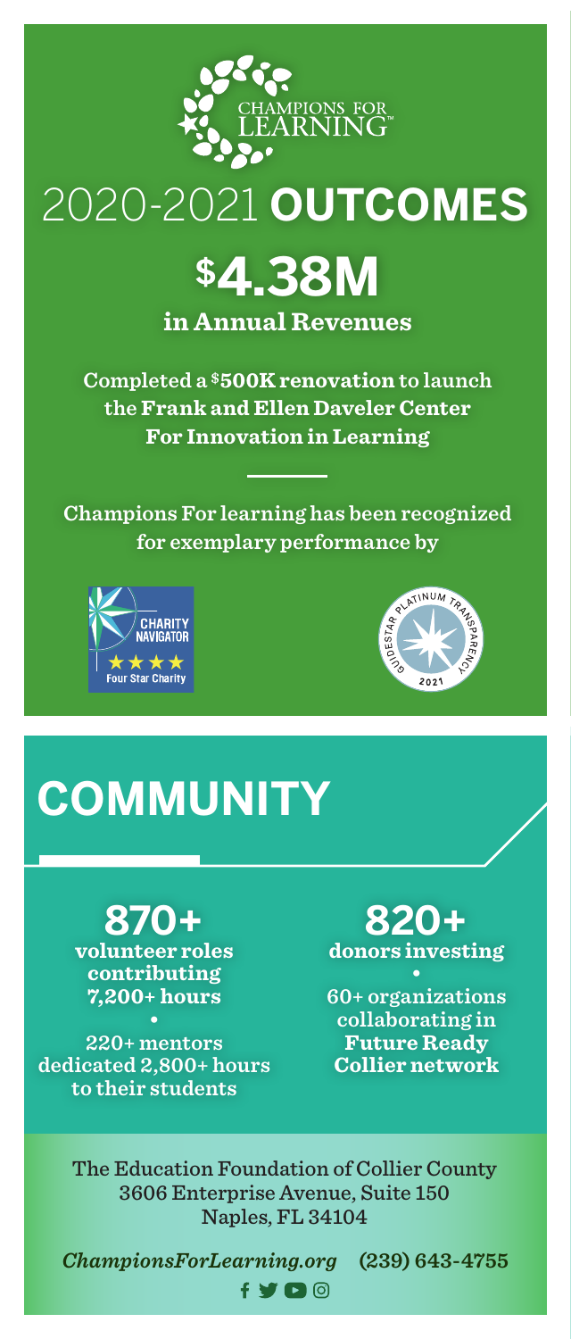CHAMPIONS FOR LEARNING™

# 2020-2021 OUTCOMES

## $4.38M

**in Annual Revenues**

Completed a **$500K renovation** to launch the **Frank and Ellen Daveler Center For Innovation in Learning**

Champions For learning has been recognized for exemplary performance by

Charity Navigator ★★★★ Four Star Charity

GuideStar Platinum Transparency 2021

# COMMUNITY

**870+**
**volunteer roles contributing 7,200+ hours**

•

220+ mentors dedicated 2,800+ hours to their students

**820+**
**donors investing**

•

60+ organizations collaborating in **Future Ready Collier network**

The Education Foundation of Collier County
3606 Enterprise Avenue, Suite 150
Naples, FL 34104

*ChampionsForLearning.org* (239) 643-4755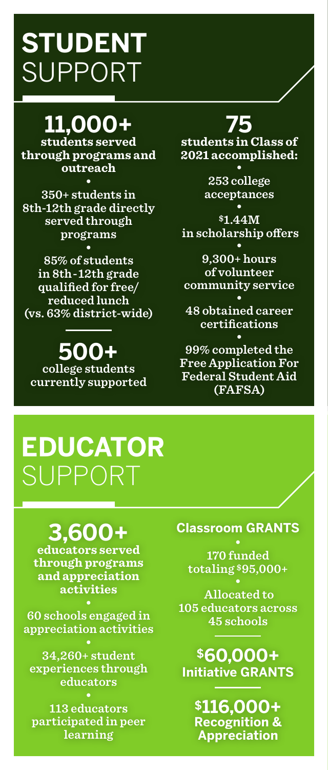# STUDENT SUPPORT

**11,000+**
students served through programs and outreach

- 350+ students in 8th-12th grade directly served through programs
- 85% of students in 8th-12th grade qualified for free/reduced lunch (vs. 63% district-wide)

**500+**
college students currently supported

**75**
students in Class of 2021 accomplished:

- 253 college acceptances
- $1.44M in scholarship offers
- 9,300+ hours of volunteer community service
- 48 obtained career certifications
- 99% completed the Free Application For Federal Student Aid (FAFSA)

# EDUCATOR SUPPORT

**3,600+**
educators served through programs and appreciation activities

- 60 schools engaged in appreciation activities
- 34,260+ student experiences through educators
- 113 educators participated in peer learning

**Classroom GRANTS**

- 170 funded totaling $95,000+
- Allocated to 105 educators across 45 schools

**$60,000+**
**Initiative GRANTS**

**$116,000+**
**Recognition & Appreciation**